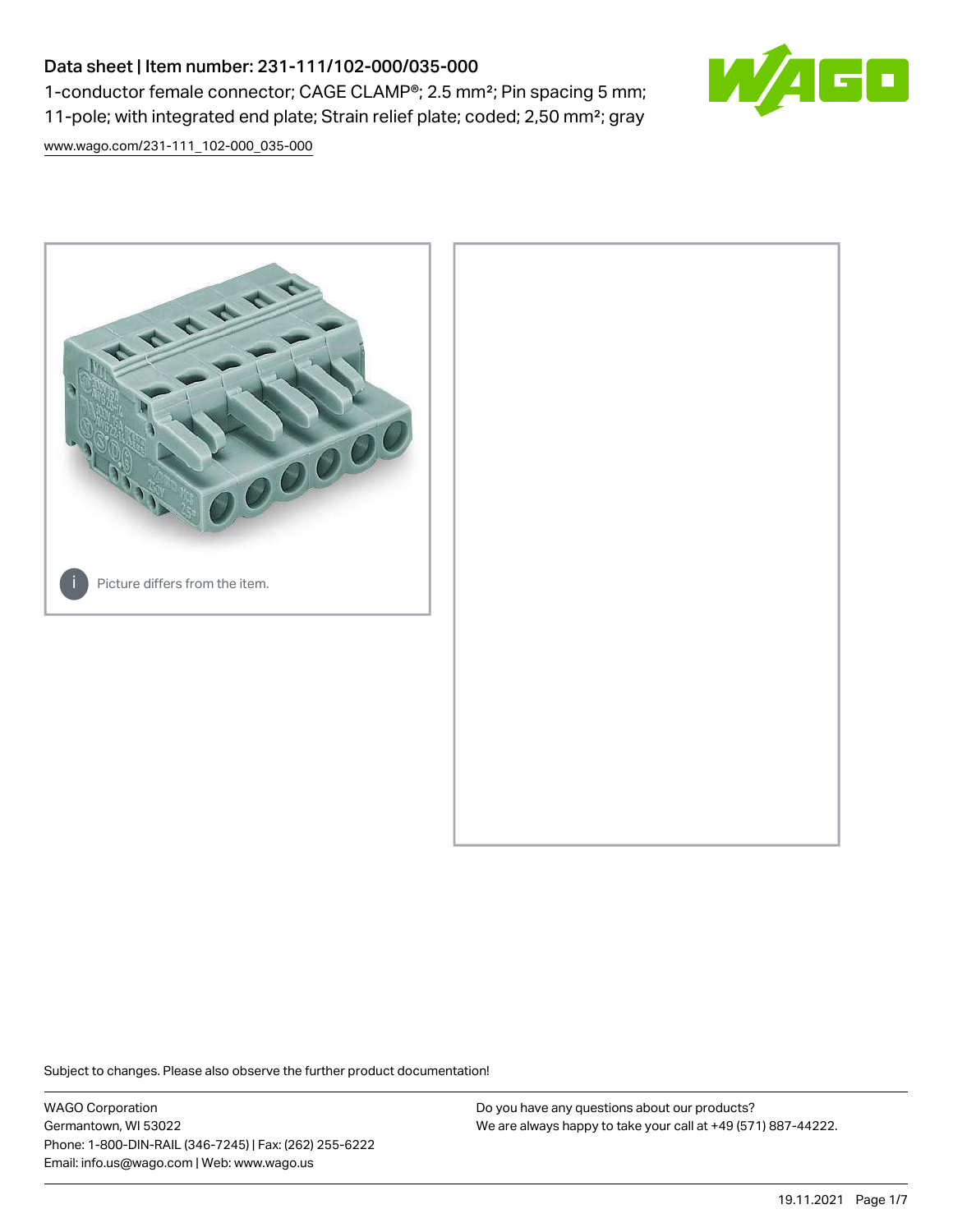# Data sheet | Item number: 231-111/102-000/035-000

1-conductor female connector; CAGE CLAMP®; 2.5 mm²; Pin spacing 5 mm; 11-pole; with integrated end plate; Strain relief plate; coded; 2,50 mm²; gray

www.wago.com/231-111_102-000_035-000

Picture differs from the item.

Subject to changes. Please also observe the further product documentation!

WAGO Corporation
Germantown, WI 53022
Phone: 1-800-DIN-RAIL (346-7245) | Fax: (262) 255-6222
Email: info.us@wago.com | Web: www.wago.us

Do you have any questions about our products?
We are always happy to take your call at +49 (571) 887-44222.

19.11.2021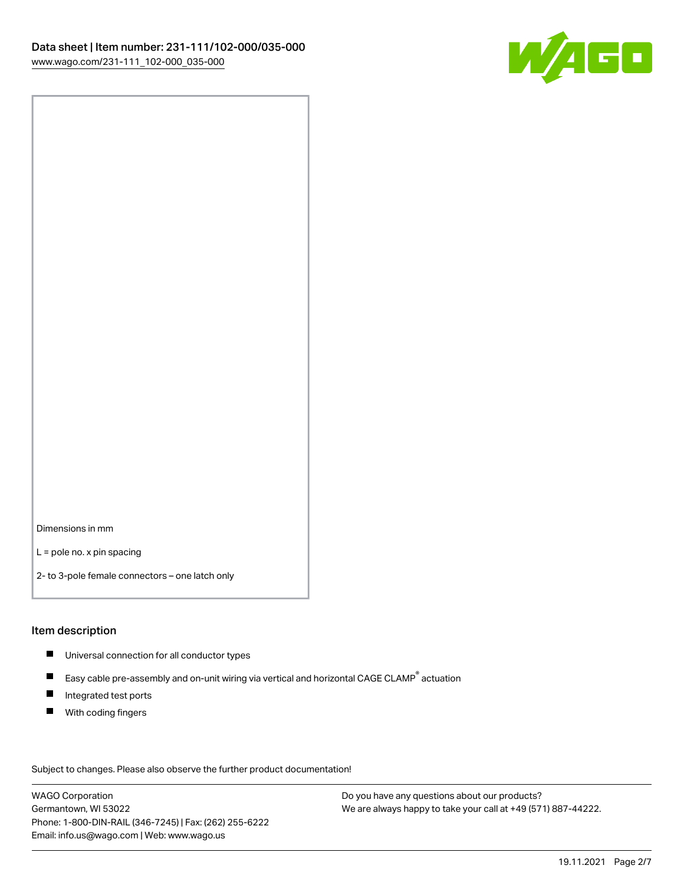Dimensions in mm

L = pole no. x pin spacing

2- to 3-pole female connectors – one latch only

## Item description

- Universal connection for all conductor types
- Easy cable pre-assembly and on-unit wiring via vertical and horizontal CAGE CLAMP® actuation
- Integrated test ports
- With coding fingers

Subject to changes. Please also observe the further product documentation!

WAGO Corporation
Germantown, WI 53022
Phone: 1-800-DIN-RAIL (346-7245) | Fax: (262) 255-6222
Email: info.us@wago.com | Web: www.wago.us

Do you have any questions about our products?
We are always happy to take your call at +49 (571) 887-44222.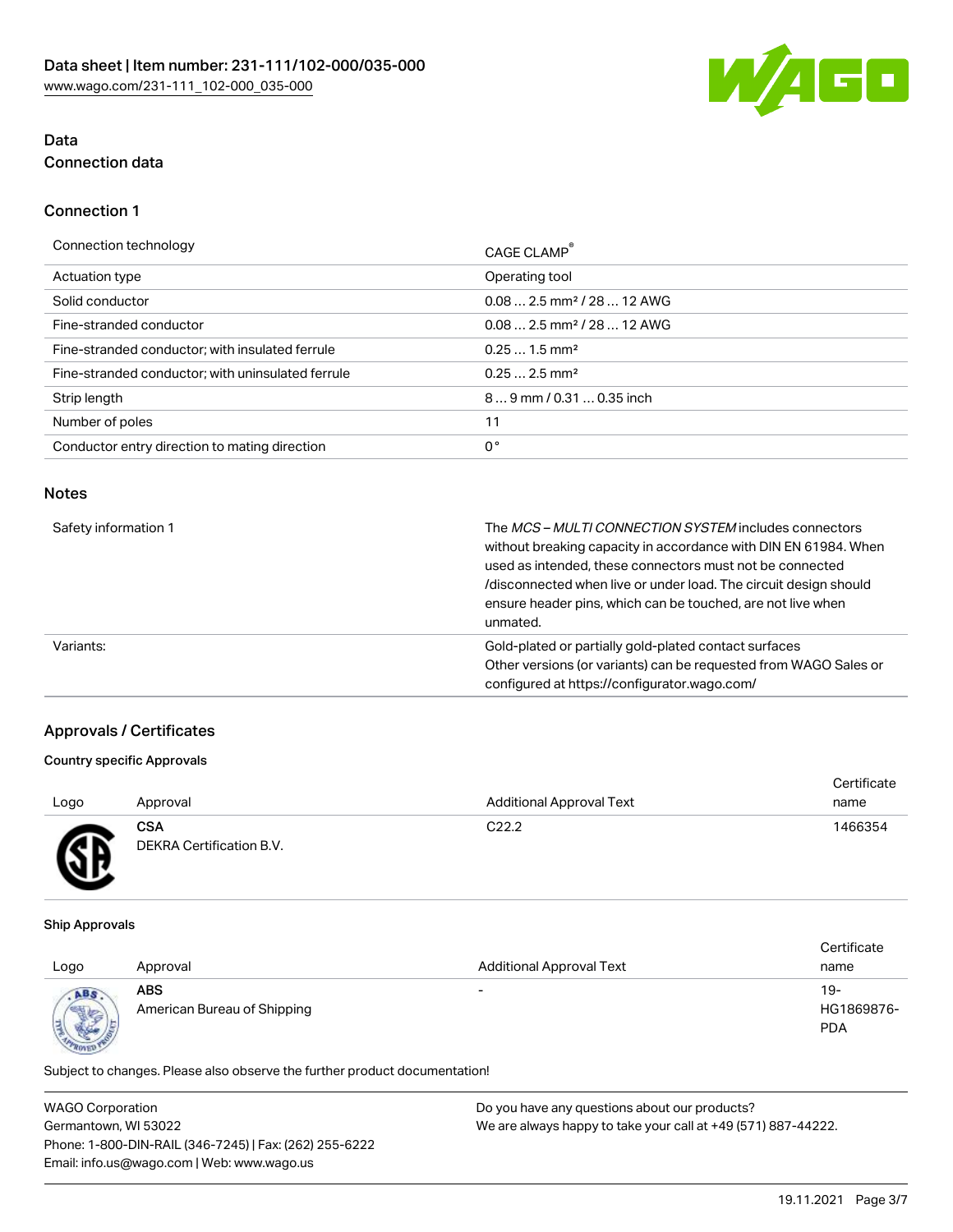# Data

## Connection data

### Connection 1

| Connection technology | CAGE CLAMP® |
|---|---|
| Actuation type | Operating tool |
| Solid conductor | 0.08 … 2.5 mm² / 28 … 12 AWG |
| Fine-stranded conductor | 0.08 … 2.5 mm² / 28 … 12 AWG |
| Fine-stranded conductor; with insulated ferrule | 0.25 … 1.5 mm² |
| Fine-stranded conductor; with uninsulated ferrule | 0.25 … 2.5 mm² |
| Strip length | 8 … 9 mm / 0.31 … 0.35 inch |
| Number of poles | 11 |
| Conductor entry direction to mating direction | 0° |

## Notes

| Safety information 1 | The *MCS – MULTI CONNECTION SYSTEM* includes connectors without breaking capacity in accordance with DIN EN 61984. When used as intended, these connectors must not be connected /disconnected when live or under load. The circuit design should ensure header pins, which can be touched, are not live when unmated. |
|---|---|
| Variants: | Gold-plated or partially gold-plated contact surfaces<br>Other versions (or variants) can be requested from WAGO Sales or configured at https://configurator.wago.com/ |

## Approvals / Certificates

### Country specific Approvals

| Logo | Approval | Additional Approval Text | Certificate name |
|---|---|---|---|
| | **CSA**<br>DEKRA Certification B.V. | C22.2 | 1466354 |

### Ship Approvals

| Logo | Approval | Additional Approval Text | Certificate name |
|---|---|---|---|
| | **ABS**<br>American Bureau of Shipping | - | 19-HG1869876-PDA |

Subject to changes. Please also observe the further product documentation!

WAGO Corporation
Germantown, WI 53022
Phone: 1-800-DIN-RAIL (346-7245) | Fax: (262) 255-6222
Email: info.us@wago.com | Web: www.wago.us

Do you have any questions about our products?
We are always happy to take your call at +49 (571) 887-44222.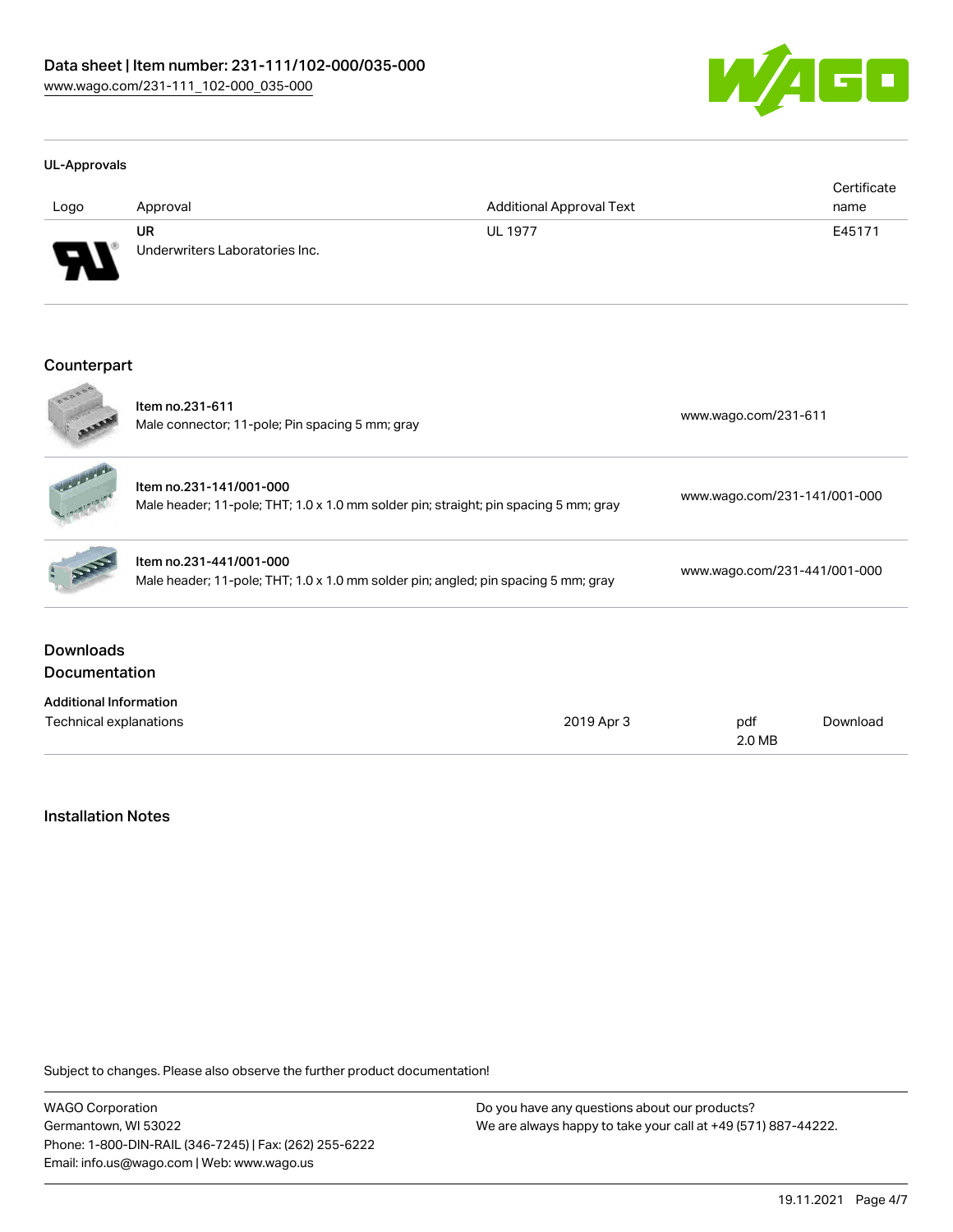### UL-Approvals

| Logo | Approval | Additional Approval Text | Certificate name |
|---|---|---|---|
| | **UR** Underwriters Laboratories Inc. | UL 1977 | E45171 |

## Counterpart

| | | |
|---|---|---|
| | Item no.231-611 Male connector; 11-pole; Pin spacing 5 mm; gray | www.wago.com/231-611 |
| | Item no.231-141/001-000 Male header; 11-pole; THT; 1.0 x 1.0 mm solder pin; straight; pin spacing 5 mm; gray | www.wago.com/231-141/001-000 |
| | Item no.231-441/001-000 Male header; 11-pole; THT; 1.0 x 1.0 mm solder pin; angled; pin spacing 5 mm; gray | www.wago.com/231-441/001-000 |

## Downloads
## Documentation

**Additional Information**

| | | | |
|---|---|---|---|
| Technical explanations | 2019 Apr 3 | pdf 2.0 MB | Download |

## Installation Notes

Subject to changes. Please also observe the further product documentation!

WAGO Corporation
Germantown, WI 53022
Phone: 1-800-DIN-RAIL (346-7245) | Fax: (262) 255-6222
Email: info.us@wago.com | Web: www.wago.us

Do you have any questions about our products?
We are always happy to take your call at +49 (571) 887-44222.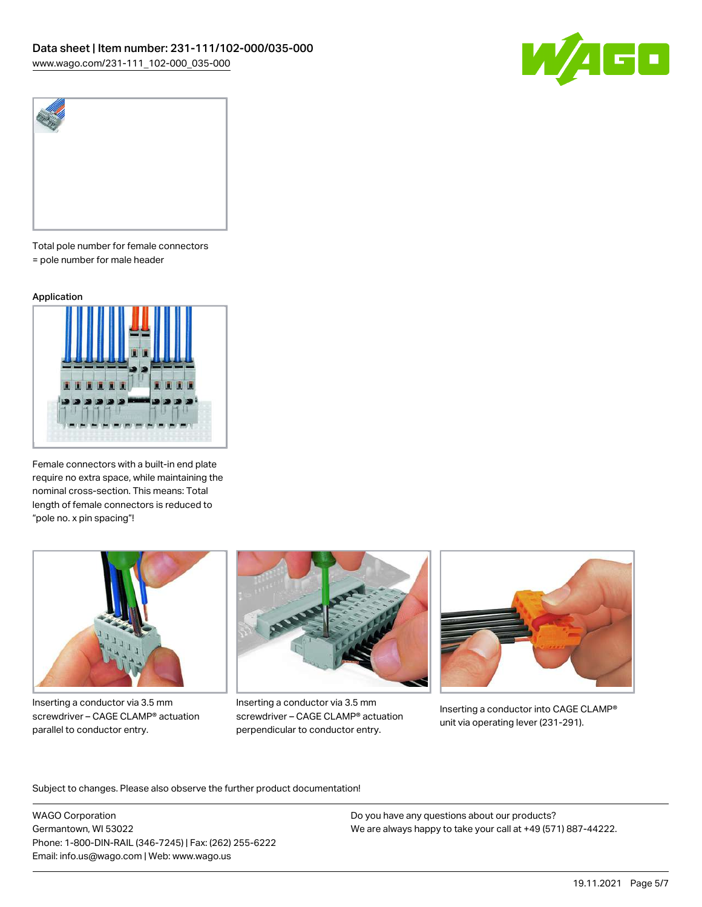Total pole number for female connectors = pole number for male header

Application

Female connectors with a built-in end plate require no extra space, while maintaining the nominal cross-section. This means: Total length of female connectors is reduced to "pole no. x pin spacing"!

Inserting a conductor via 3.5 mm screwdriver – CAGE CLAMP® actuation parallel to conductor entry.

Inserting a conductor via 3.5 mm screwdriver – CAGE CLAMP® actuation perpendicular to conductor entry.

Inserting a conductor into CAGE CLAMP® unit via operating lever (231-291).

Subject to changes. Please also observe the further product documentation!

WAGO Corporation
Germantown, WI 53022
Phone: 1-800-DIN-RAIL (346-7245) | Fax: (262) 255-6222
Email: info.us@wago.com | Web: www.wago.us

Do you have any questions about our products?
We are always happy to take your call at +49 (571) 887-44222.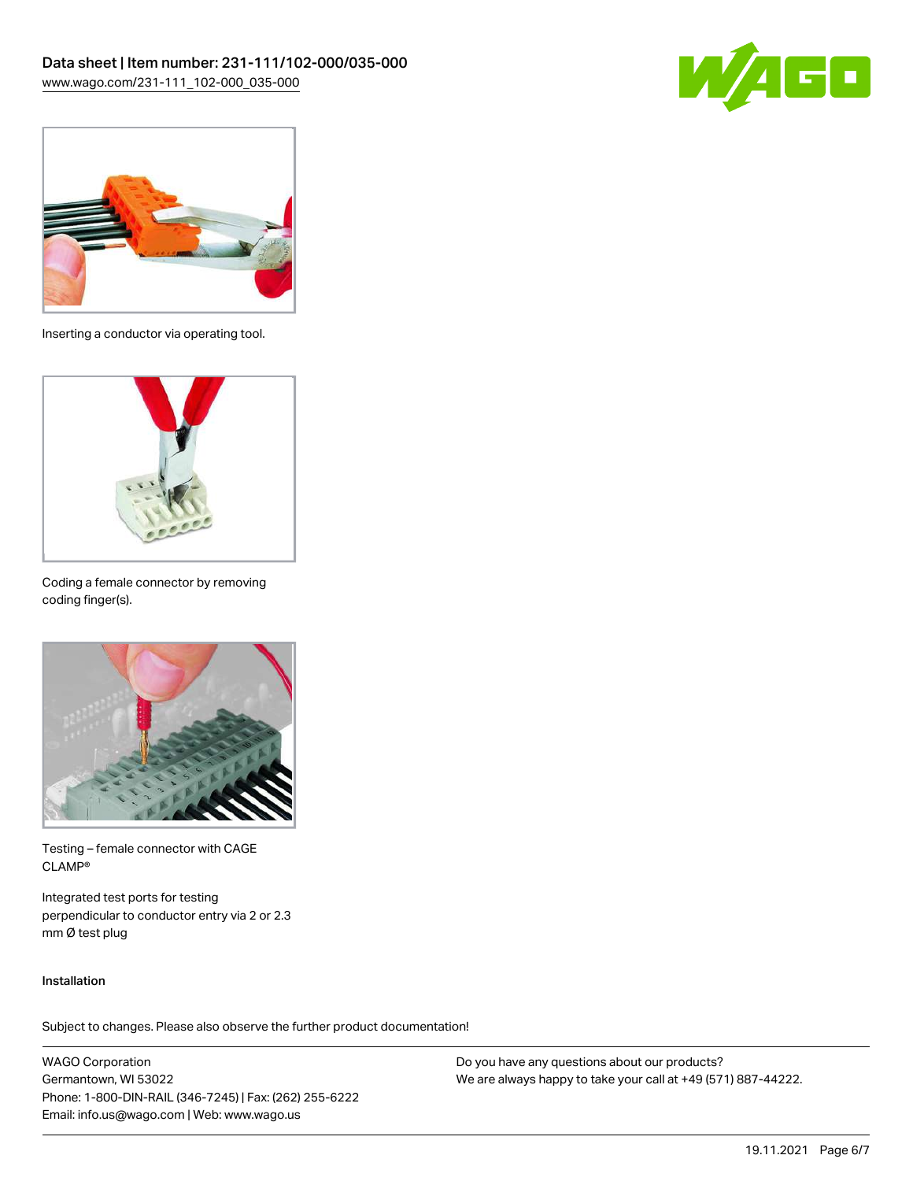Inserting a conductor via operating tool.

Coding a female connector by removing coding finger(s).

Testing – female connector with CAGE CLAMP®

Integrated test ports for testing perpendicular to conductor entry via 2 or 2.3 mm Ø test plug

Installation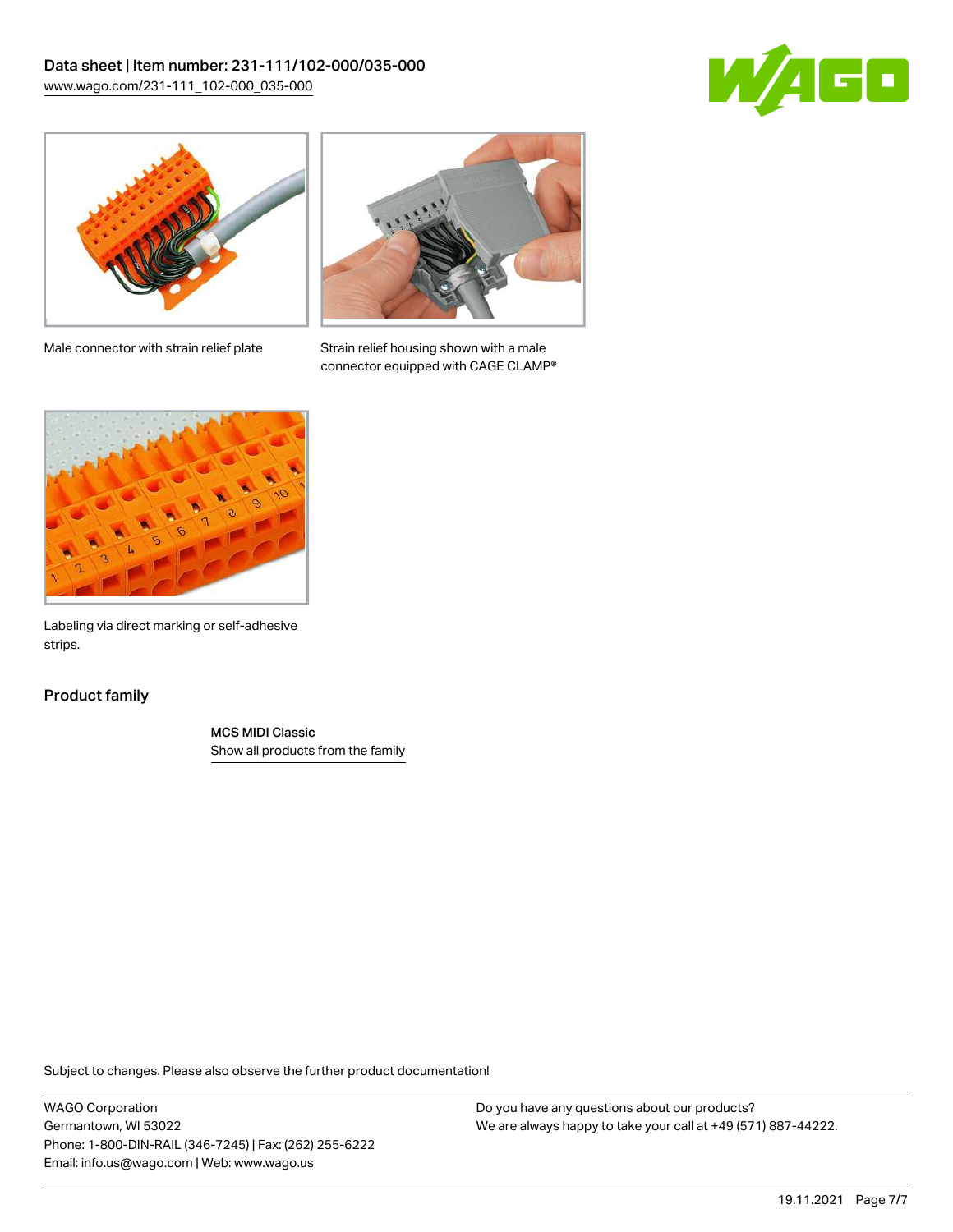Male connector with strain relief plate

Strain relief housing shown with a male connector equipped with CAGE CLAMP®

Labeling via direct marking or self-adhesive strips.

## Product family

MCS MIDI Classic
Show all products from the family

Subject to changes. Please also observe the further product documentation!

WAGO Corporation
Germantown, WI 53022
Phone: 1-800-DIN-RAIL (346-7245) | Fax: (262) 255-6222
Email: info.us@wago.com | Web: www.wago.us

Do you have any questions about our products?
We are always happy to take your call at +49 (571) 887-44222.